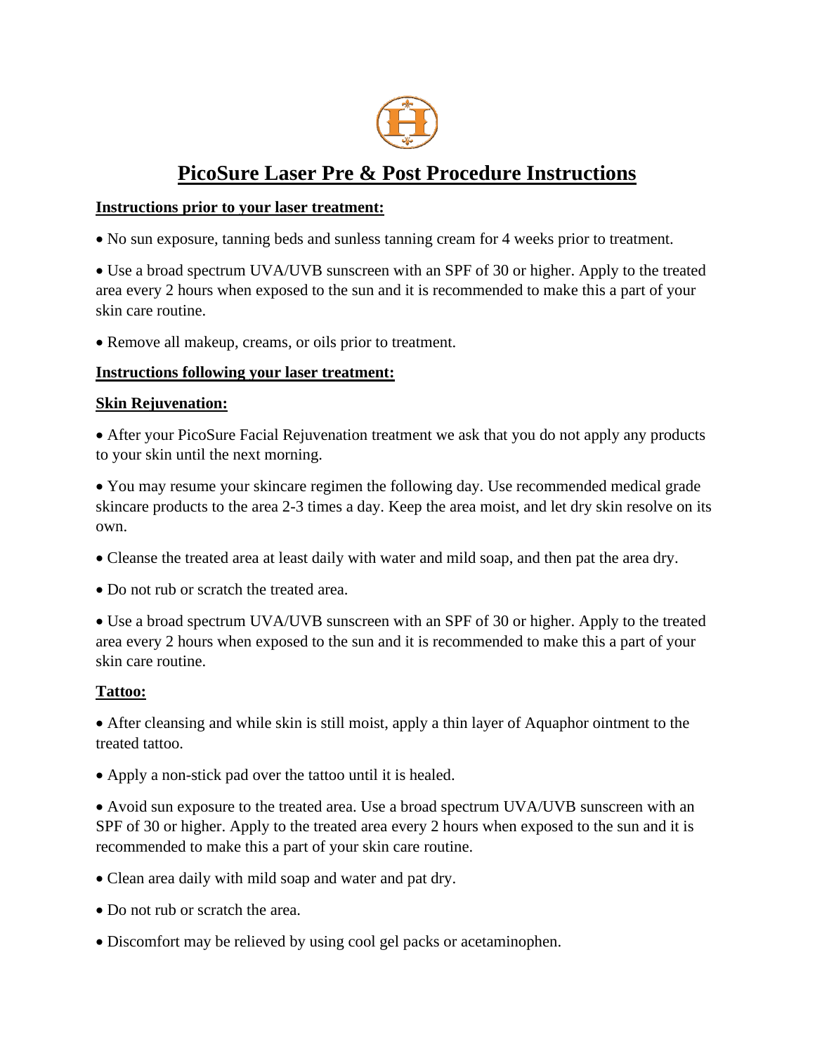# PicoSure Laser Pre & Post Procedure Instructions

**Instructions prior to your laser treatment:**

- No sun exposure, tanning beds and sunless tanning cream for 4 weeks prior to treatment.
- Use a broad spectrum UVA/UVB sunscreen with an SPF of 30 or higher. Apply to the treated area every 2 hours when exposed to the sun and it is recommended to make this a part of your skin care routine.
- Remove all makeup, creams, or oils prior to treatment.

**Instructions following your laser treatment:**

**Skin Rejuvenation:**

- After your PicoSure Facial Rejuvenation treatment we ask that you do not apply any products to your skin until the next morning.
- You may resume your skincare regimen the following day. Use recommended medical grade skincare products to the area 2-3 times a day. Keep the area moist, and let dry skin resolve on its own.
- Cleanse the treated area at least daily with water and mild soap, and then pat the area dry.
- Do not rub or scratch the treated area.
- Use a broad spectrum UVA/UVB sunscreen with an SPF of 30 or higher. Apply to the treated area every 2 hours when exposed to the sun and it is recommended to make this a part of your skin care routine.

**Tattoo:**

- After cleansing and while skin is still moist, apply a thin layer of Aquaphor ointment to the treated tattoo.
- Apply a non-stick pad over the tattoo until it is healed.
- Avoid sun exposure to the treated area. Use a broad spectrum UVA/UVB sunscreen with an SPF of 30 or higher. Apply to the treated area every 2 hours when exposed to the sun and it is recommended to make this a part of your skin care routine.
- Clean area daily with mild soap and water and pat dry.
- Do not rub or scratch the area.
- Discomfort may be relieved by using cool gel packs or acetaminophen.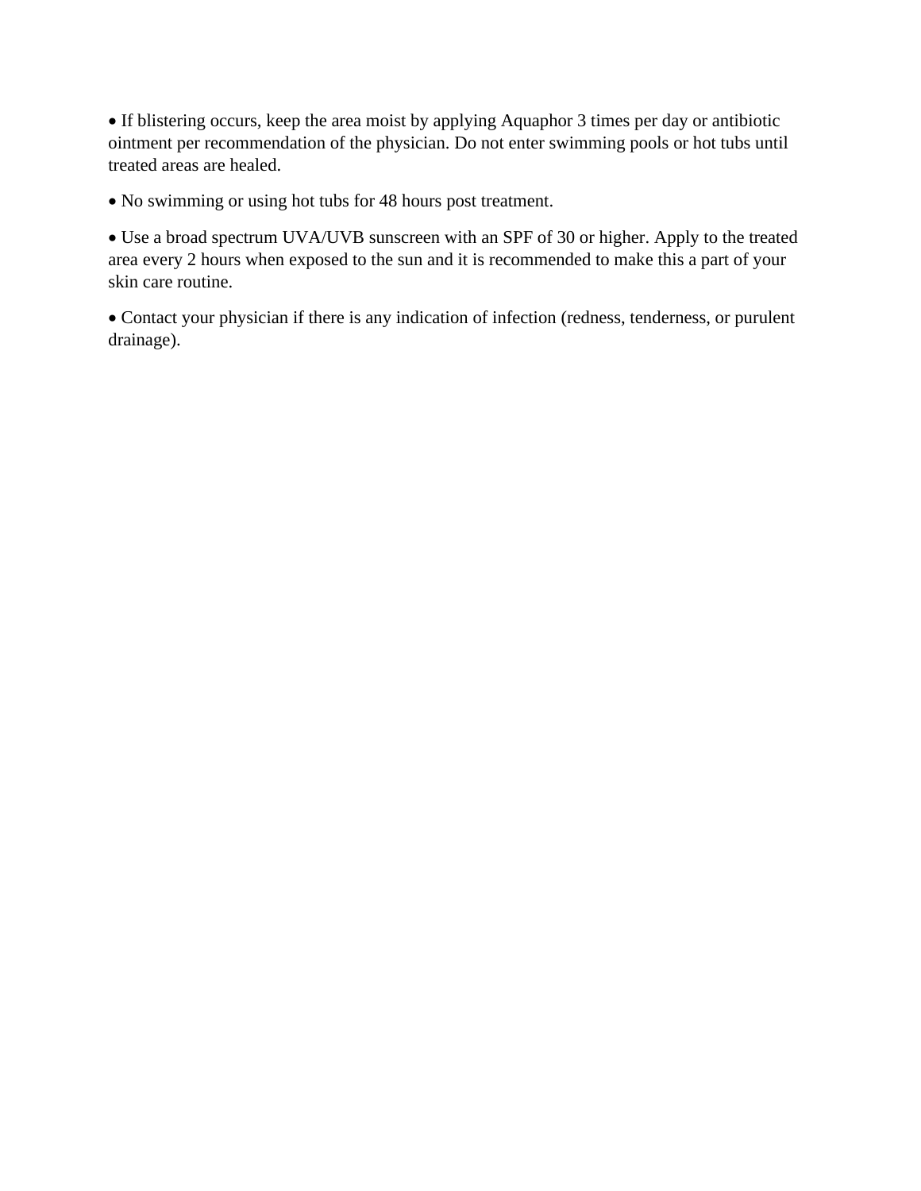- If blistering occurs, keep the area moist by applying Aquaphor 3 times per day or antibiotic ointment per recommendation of the physician. Do not enter swimming pools or hot tubs until treated areas are healed.

- No swimming or using hot tubs for 48 hours post treatment.

- Use a broad spectrum UVA/UVB sunscreen with an SPF of 30 or higher. Apply to the treated area every 2 hours when exposed to the sun and it is recommended to make this a part of your skin care routine.

- Contact your physician if there is any indication of infection (redness, tenderness, or purulent drainage).